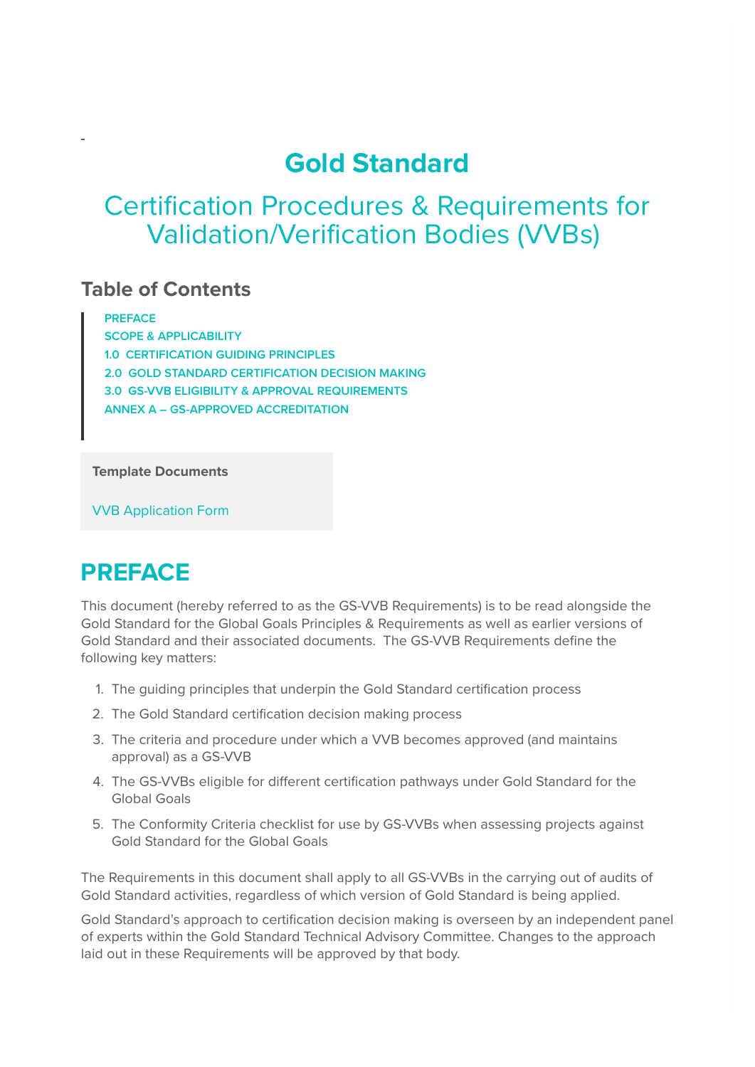# Gold Standard

## Certification Procedures & Requirements for Validation/Verification Bodies (VVBs)

### Table of Contents

- PREFACE
- SCOPE & APPLICABILITY
- 1.0 CERTIFICATION GUIDING PRINCIPLES
- 2.0 GOLD STANDARD CERTIFICATION DECISION MAKING
- 3.0 GS-VVB ELIGIBILITY & APPROVAL REQUIREMENTS
- ANNEX A – GS-APPROVED ACCREDITATION

**Template Documents**

VVB Application Form

# PREFACE

This document (hereby referred to as the GS-VVB Requirements) is to be read alongside the Gold Standard for the Global Goals Principles & Requirements as well as earlier versions of Gold Standard and their associated documents. The GS-VVB Requirements define the following key matters:

1. The guiding principles that underpin the Gold Standard certification process
2. The Gold Standard certification decision making process
3. The criteria and procedure under which a VVB becomes approved (and maintains approval) as a GS-VVB
4. The GS-VVBs eligible for different certification pathways under Gold Standard for the Global Goals
5. The Conformity Criteria checklist for use by GS-VVBs when assessing projects against Gold Standard for the Global Goals

The Requirements in this document shall apply to all GS-VVBs in the carrying out of audits of Gold Standard activities, regardless of which version of Gold Standard is being applied.

Gold Standard's approach to certification decision making is overseen by an independent panel of experts within the Gold Standard Technical Advisory Committee. Changes to the approach laid out in these Requirements will be approved by that body.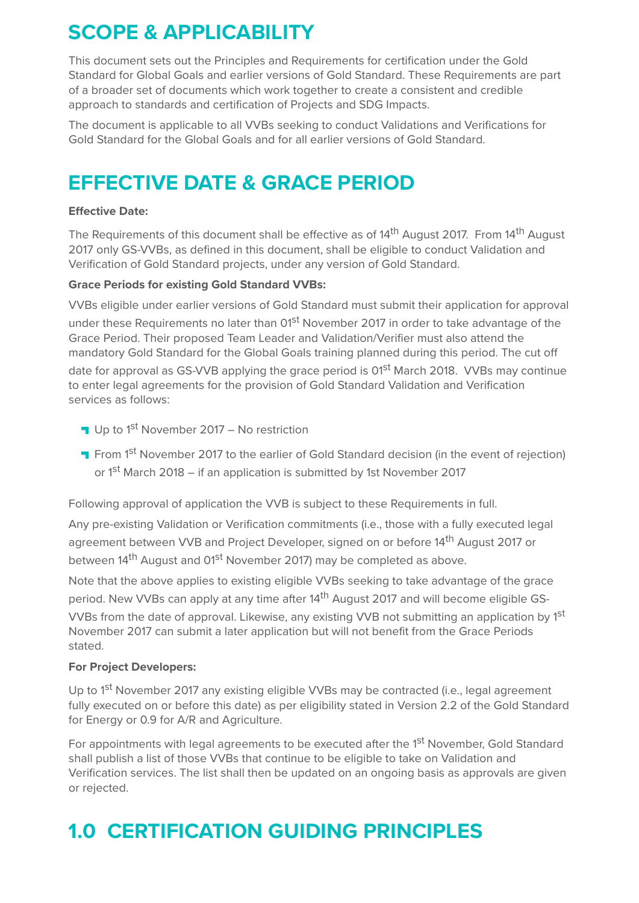# SCOPE & APPLICABILITY

This document sets out the Principles and Requirements for certification under the Gold Standard for Global Goals and earlier versions of Gold Standard. These Requirements are part of a broader set of documents which work together to create a consistent and credible approach to standards and certification of Projects and SDG Impacts.

The document is applicable to all VVBs seeking to conduct Validations and Verifications for Gold Standard for the Global Goals and for all earlier versions of Gold Standard.

# EFFECTIVE DATE & GRACE PERIOD

**Effective Date:**

The Requirements of this document shall be effective as of 14th August 2017. From 14th August 2017 only GS-VVBs, as defined in this document, shall be eligible to conduct Validation and Verification of Gold Standard projects, under any version of Gold Standard.

**Grace Periods for existing Gold Standard VVBs:**

VVBs eligible under earlier versions of Gold Standard must submit their application for approval under these Requirements no later than 01st November 2017 in order to take advantage of the Grace Period. Their proposed Team Leader and Validation/Verifier must also attend the mandatory Gold Standard for the Global Goals training planned during this period. The cut off date for approval as GS-VVB applying the grace period is 01st March 2018. VVBs may continue to enter legal agreements for the provision of Gold Standard Validation and Verification services as follows:

- Up to 1st November 2017 – No restriction
- From 1st November 2017 to the earlier of Gold Standard decision (in the event of rejection) or 1st March 2018 – if an application is submitted by 1st November 2017

Following approval of application the VVB is subject to these Requirements in full.

Any pre-existing Validation or Verification commitments (i.e., those with a fully executed legal agreement between VVB and Project Developer, signed on or before 14th August 2017 or between 14th August and 01st November 2017) may be completed as above.

Note that the above applies to existing eligible VVBs seeking to take advantage of the grace period. New VVBs can apply at any time after 14th August 2017 and will become eligible GS-VVBs from the date of approval. Likewise, any existing VVB not submitting an application by 1st November 2017 can submit a later application but will not benefit from the Grace Periods stated.

**For Project Developers:**

Up to 1st November 2017 any existing eligible VVBs may be contracted (i.e., legal agreement fully executed on or before this date) as per eligibility stated in Version 2.2 of the Gold Standard for Energy or 0.9 for A/R and Agriculture.

For appointments with legal agreements to be executed after the 1st November, Gold Standard shall publish a list of those VVBs that continue to be eligible to take on Validation and Verification services. The list shall then be updated on an ongoing basis as approvals are given or rejected.

# 1.0 CERTIFICATION GUIDING PRINCIPLES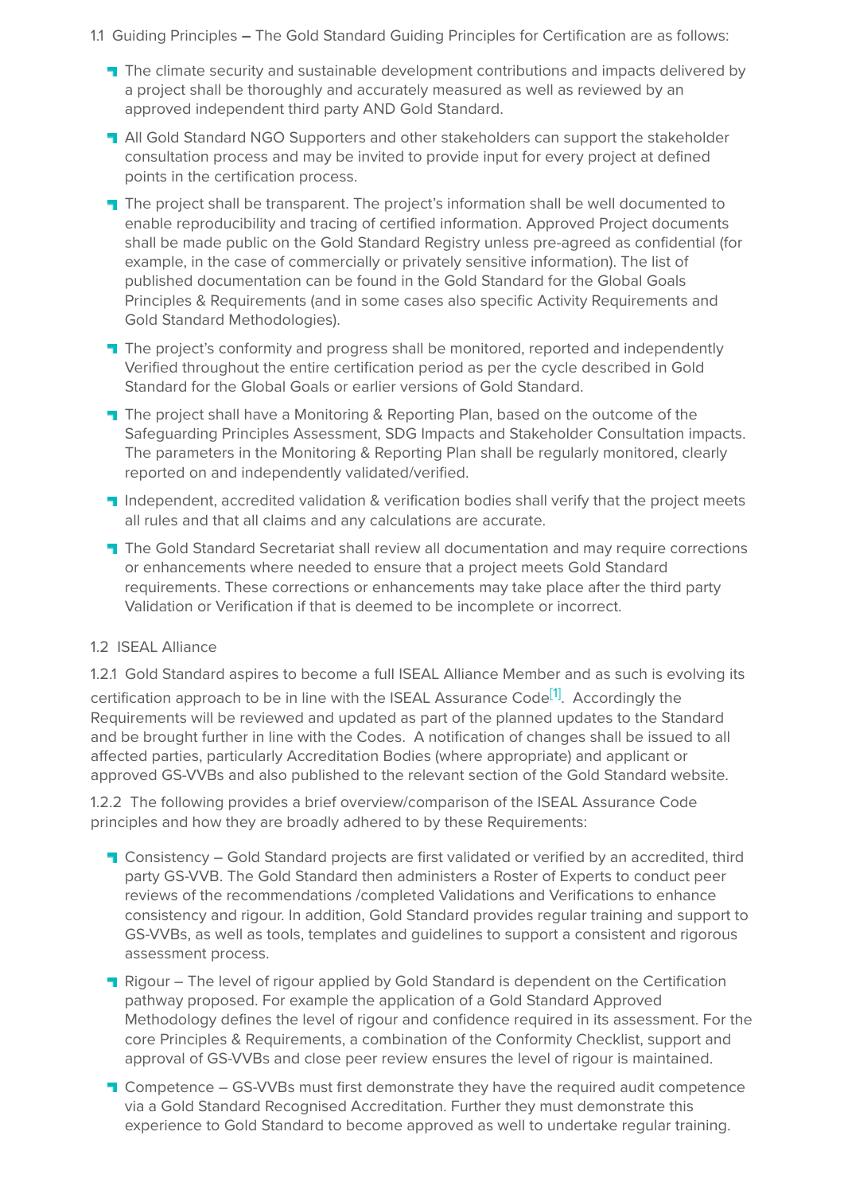1.1 Guiding Principles – The Gold Standard Guiding Principles for Certification are as follows:

- The climate security and sustainable development contributions and impacts delivered by a project shall be thoroughly and accurately measured as well as reviewed by an approved independent third party AND Gold Standard.
- All Gold Standard NGO Supporters and other stakeholders can support the stakeholder consultation process and may be invited to provide input for every project at defined points in the certification process.
- The project shall be transparent. The project's information shall be well documented to enable reproducibility and tracing of certified information. Approved Project documents shall be made public on the Gold Standard Registry unless pre-agreed as confidential (for example, in the case of commercially or privately sensitive information). The list of published documentation can be found in the Gold Standard for the Global Goals Principles & Requirements (and in some cases also specific Activity Requirements and Gold Standard Methodologies).
- The project's conformity and progress shall be monitored, reported and independently Verified throughout the entire certification period as per the cycle described in Gold Standard for the Global Goals or earlier versions of Gold Standard.
- The project shall have a Monitoring & Reporting Plan, based on the outcome of the Safeguarding Principles Assessment, SDG Impacts and Stakeholder Consultation impacts. The parameters in the Monitoring & Reporting Plan shall be regularly monitored, clearly reported on and independently validated/verified.
- Independent, accredited validation & verification bodies shall verify that the project meets all rules and that all claims and any calculations are accurate.
- The Gold Standard Secretariat shall review all documentation and may require corrections or enhancements where needed to ensure that a project meets Gold Standard requirements. These corrections or enhancements may take place after the third party Validation or Verification if that is deemed to be incomplete or incorrect.

1.2 ISEAL Alliance

1.2.1 Gold Standard aspires to become a full ISEAL Alliance Member and as such is evolving its certification approach to be in line with the ISEAL Assurance Code[1]. Accordingly the Requirements will be reviewed and updated as part of the planned updates to the Standard and be brought further in line with the Codes. A notification of changes shall be issued to all affected parties, particularly Accreditation Bodies (where appropriate) and applicant or approved GS-VVBs and also published to the relevant section of the Gold Standard website.

1.2.2 The following provides a brief overview/comparison of the ISEAL Assurance Code principles and how they are broadly adhered to by these Requirements:

- Consistency – Gold Standard projects are first validated or verified by an accredited, third party GS-VVB. The Gold Standard then administers a Roster of Experts to conduct peer reviews of the recommendations /completed Validations and Verifications to enhance consistency and rigour. In addition, Gold Standard provides regular training and support to GS-VVBs, as well as tools, templates and guidelines to support a consistent and rigorous assessment process.
- Rigour – The level of rigour applied by Gold Standard is dependent on the Certification pathway proposed. For example the application of a Gold Standard Approved Methodology defines the level of rigour and confidence required in its assessment. For the core Principles & Requirements, a combination of the Conformity Checklist, support and approval of GS-VVBs and close peer review ensures the level of rigour is maintained.
- Competence – GS-VVBs must first demonstrate they have the required audit competence via a Gold Standard Recognised Accreditation. Further they must demonstrate this experience to Gold Standard to become approved as well to undertake regular training.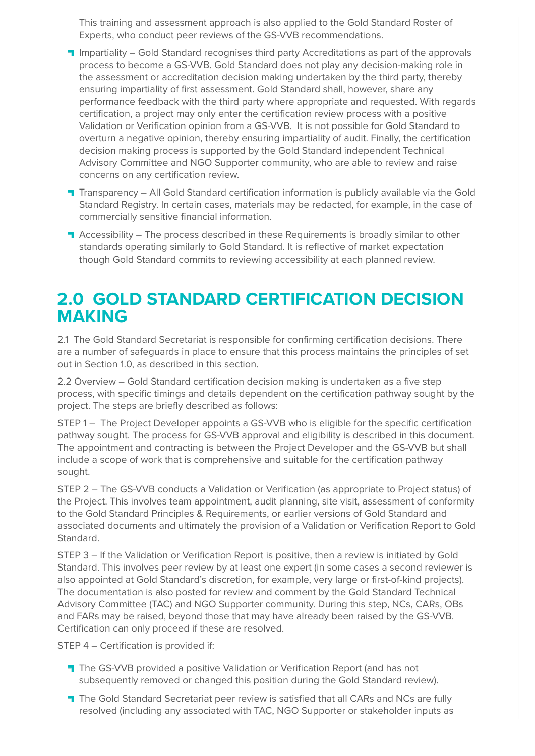This training and assessment approach is also applied to the Gold Standard Roster of Experts, who conduct peer reviews of the GS-VVB recommendations.

- Impartiality – Gold Standard recognises third party Accreditations as part of the approvals process to become a GS-VVB. Gold Standard does not play any decision-making role in the assessment or accreditation decision making undertaken by the third party, thereby ensuring impartiality of first assessment. Gold Standard shall, however, share any performance feedback with the third party where appropriate and requested. With regards certification, a project may only enter the certification review process with a positive Validation or Verification opinion from a GS-VVB. It is not possible for Gold Standard to overturn a negative opinion, thereby ensuring impartiality of audit. Finally, the certification decision making process is supported by the Gold Standard independent Technical Advisory Committee and NGO Supporter community, who are able to review and raise concerns on any certification review.
- Transparency – All Gold Standard certification information is publicly available via the Gold Standard Registry. In certain cases, materials may be redacted, for example, in the case of commercially sensitive financial information.
- Accessibility – The process described in these Requirements is broadly similar to other standards operating similarly to Gold Standard. It is reflective of market expectation though Gold Standard commits to reviewing accessibility at each planned review.

# 2.0 GOLD STANDARD CERTIFICATION DECISION MAKING

2.1 The Gold Standard Secretariat is responsible for confirming certification decisions. There are a number of safeguards in place to ensure that this process maintains the principles of set out in Section 1.0, as described in this section.

2.2 Overview – Gold Standard certification decision making is undertaken as a five step process, with specific timings and details dependent on the certification pathway sought by the project. The steps are briefly described as follows:

STEP 1 – The Project Developer appoints a GS-VVB who is eligible for the specific certification pathway sought. The process for GS-VVB approval and eligibility is described in this document. The appointment and contracting is between the Project Developer and the GS-VVB but shall include a scope of work that is comprehensive and suitable for the certification pathway sought.

STEP 2 – The GS-VVB conducts a Validation or Verification (as appropriate to Project status) of the Project. This involves team appointment, audit planning, site visit, assessment of conformity to the Gold Standard Principles & Requirements, or earlier versions of Gold Standard and associated documents and ultimately the provision of a Validation or Verification Report to Gold Standard.

STEP 3 – If the Validation or Verification Report is positive, then a review is initiated by Gold Standard. This involves peer review by at least one expert (in some cases a second reviewer is also appointed at Gold Standard's discretion, for example, very large or first-of-kind projects). The documentation is also posted for review and comment by the Gold Standard Technical Advisory Committee (TAC) and NGO Supporter community. During this step, NCs, CARs, OBs and FARs may be raised, beyond those that may have already been raised by the GS-VVB. Certification can only proceed if these are resolved.

STEP 4 – Certification is provided if:

- The GS-VVB provided a positive Validation or Verification Report (and has not subsequently removed or changed this position during the Gold Standard review).
- The Gold Standard Secretariat peer review is satisfied that all CARs and NCs are fully resolved (including any associated with TAC, NGO Supporter or stakeholder inputs as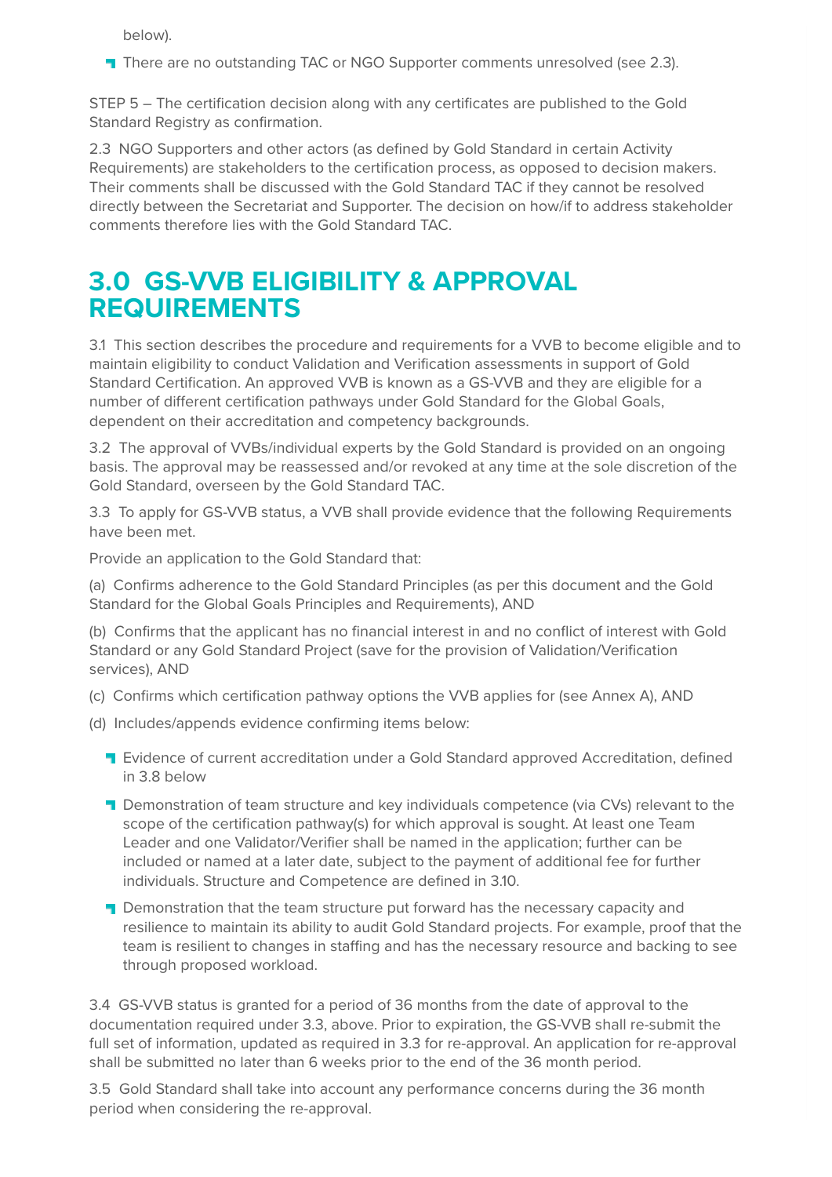below).

- There are no outstanding TAC or NGO Supporter comments unresolved (see 2.3).

STEP 5 – The certification decision along with any certificates are published to the Gold Standard Registry as confirmation.

2.3 NGO Supporters and other actors (as defined by Gold Standard in certain Activity Requirements) are stakeholders to the certification process, as opposed to decision makers. Their comments shall be discussed with the Gold Standard TAC if they cannot be resolved directly between the Secretariat and Supporter. The decision on how/if to address stakeholder comments therefore lies with the Gold Standard TAC.

# 3.0 GS-VVB ELIGIBILITY & APPROVAL REQUIREMENTS

3.1 This section describes the procedure and requirements for a VVB to become eligible and to maintain eligibility to conduct Validation and Verification assessments in support of Gold Standard Certification. An approved VVB is known as a GS-VVB and they are eligible for a number of different certification pathways under Gold Standard for the Global Goals, dependent on their accreditation and competency backgrounds.

3.2 The approval of VVBs/individual experts by the Gold Standard is provided on an ongoing basis. The approval may be reassessed and/or revoked at any time at the sole discretion of the Gold Standard, overseen by the Gold Standard TAC.

3.3 To apply for GS-VVB status, a VVB shall provide evidence that the following Requirements have been met.

Provide an application to the Gold Standard that:

(a) Confirms adherence to the Gold Standard Principles (as per this document and the Gold Standard for the Global Goals Principles and Requirements), AND

(b) Confirms that the applicant has no financial interest in and no conflict of interest with Gold Standard or any Gold Standard Project (save for the provision of Validation/Verification services), AND

(c) Confirms which certification pathway options the VVB applies for (see Annex A), AND

(d) Includes/appends evidence confirming items below:

- Evidence of current accreditation under a Gold Standard approved Accreditation, defined in 3.8 below
- Demonstration of team structure and key individuals competence (via CVs) relevant to the scope of the certification pathway(s) for which approval is sought. At least one Team Leader and one Validator/Verifier shall be named in the application; further can be included or named at a later date, subject to the payment of additional fee for further individuals. Structure and Competence are defined in 3.10.
- Demonstration that the team structure put forward has the necessary capacity and resilience to maintain its ability to audit Gold Standard projects. For example, proof that the team is resilient to changes in staffing and has the necessary resource and backing to see through proposed workload.

3.4 GS-VVB status is granted for a period of 36 months from the date of approval to the documentation required under 3.3, above. Prior to expiration, the GS-VVB shall re-submit the full set of information, updated as required in 3.3 for re-approval. An application for re-approval shall be submitted no later than 6 weeks prior to the end of the 36 month period.

3.5 Gold Standard shall take into account any performance concerns during the 36 month period when considering the re-approval.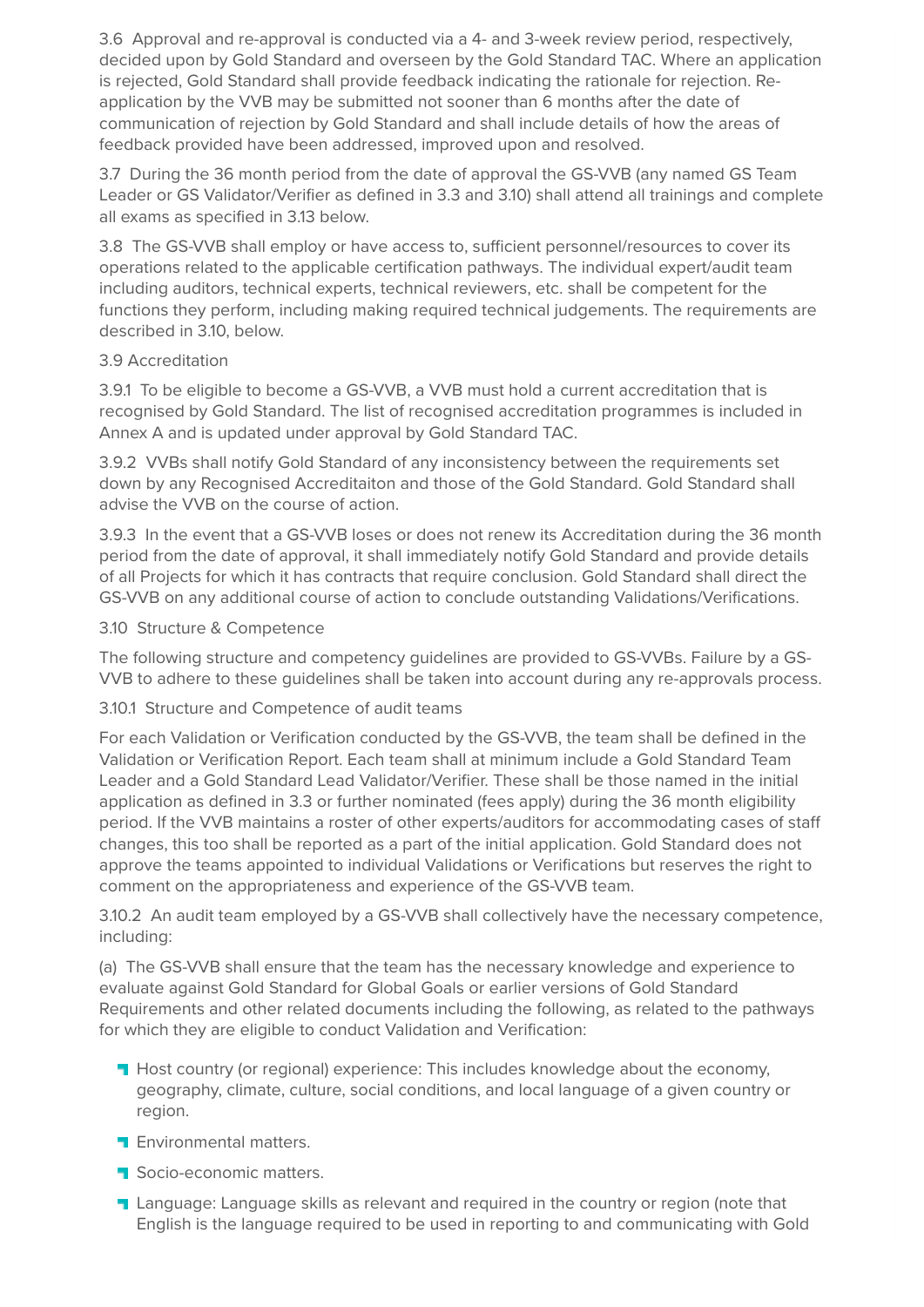3.6 Approval and re-approval is conducted via a 4- and 3-week review period, respectively, decided upon by Gold Standard and overseen by the Gold Standard TAC. Where an application is rejected, Gold Standard shall provide feedback indicating the rationale for rejection. Re-application by the VVB may be submitted not sooner than 6 months after the date of communication of rejection by Gold Standard and shall include details of how the areas of feedback provided have been addressed, improved upon and resolved.

3.7 During the 36 month period from the date of approval the GS-VVB (any named GS Team Leader or GS Validator/Verifier as defined in 3.3 and 3.10) shall attend all trainings and complete all exams as specified in 3.13 below.

3.8 The GS-VVB shall employ or have access to, sufficient personnel/resources to cover its operations related to the applicable certification pathways. The individual expert/audit team including auditors, technical experts, technical reviewers, etc. shall be competent for the functions they perform, including making required technical judgements. The requirements are described in 3.10, below.

3.9 Accreditation

3.9.1 To be eligible to become a GS-VVB, a VVB must hold a current accreditation that is recognised by Gold Standard. The list of recognised accreditation programmes is included in Annex A and is updated under approval by Gold Standard TAC.

3.9.2 VVBs shall notify Gold Standard of any inconsistency between the requirements set down by any Recognised Accreditaiton and those of the Gold Standard. Gold Standard shall advise the VVB on the course of action.

3.9.3 In the event that a GS-VVB loses or does not renew its Accreditation during the 36 month period from the date of approval, it shall immediately notify Gold Standard and provide details of all Projects for which it has contracts that require conclusion. Gold Standard shall direct the GS-VVB on any additional course of action to conclude outstanding Validations/Verifications.

3.10 Structure & Competence

The following structure and competency guidelines are provided to GS-VVBs. Failure by a GS-VVB to adhere to these guidelines shall be taken into account during any re-approvals process.

3.10.1 Structure and Competence of audit teams

For each Validation or Verification conducted by the GS-VVB, the team shall be defined in the Validation or Verification Report. Each team shall at minimum include a Gold Standard Team Leader and a Gold Standard Lead Validator/Verifier. These shall be those named in the initial application as defined in 3.3 or further nominated (fees apply) during the 36 month eligibility period. If the VVB maintains a roster of other experts/auditors for accommodating cases of staff changes, this too shall be reported as a part of the initial application. Gold Standard does not approve the teams appointed to individual Validations or Verifications but reserves the right to comment on the appropriateness and experience of the GS-VVB team.

3.10.2 An audit team employed by a GS-VVB shall collectively have the necessary competence, including:

(a) The GS-VVB shall ensure that the team has the necessary knowledge and experience to evaluate against Gold Standard for Global Goals or earlier versions of Gold Standard Requirements and other related documents including the following, as related to the pathways for which they are eligible to conduct Validation and Verification:

- Host country (or regional) experience: This includes knowledge about the economy, geography, climate, culture, social conditions, and local language of a given country or region.
- Environmental matters.
- Socio-economic matters.
- Language: Language skills as relevant and required in the country or region (note that English is the language required to be used in reporting to and communicating with Gold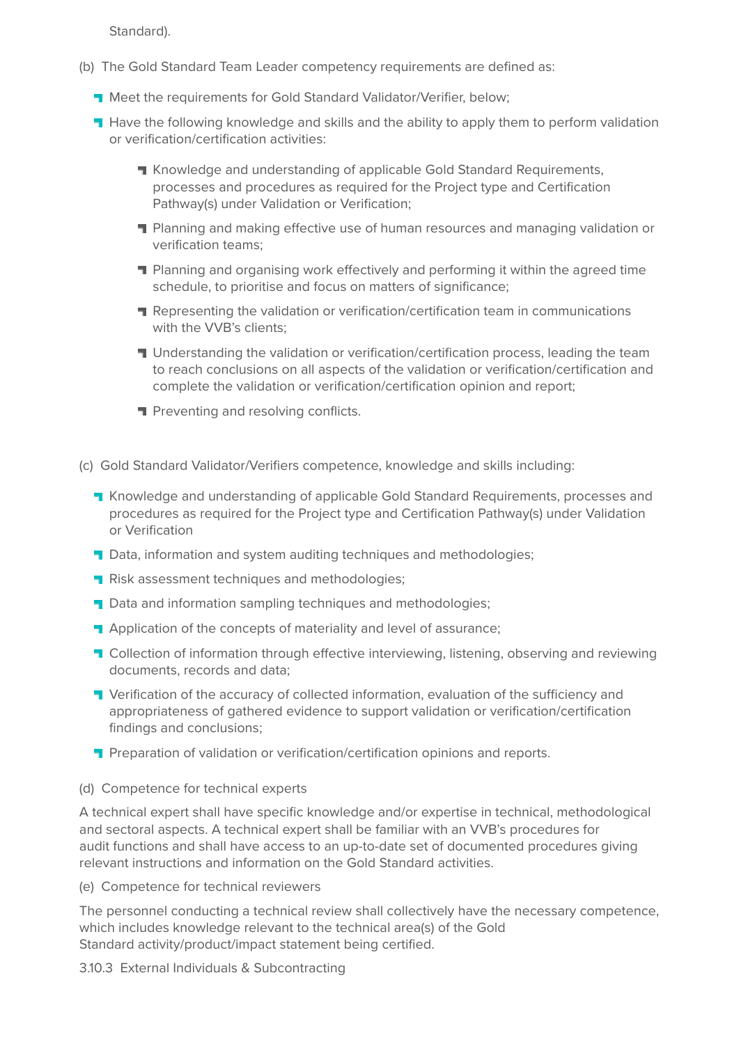Standard).

(b) The Gold Standard Team Leader competency requirements are defined as:

- Meet the requirements for Gold Standard Validator/Verifier, below;
- Have the following knowledge and skills and the ability to apply them to perform validation or verification/certification activities:
    - Knowledge and understanding of applicable Gold Standard Requirements, processes and procedures as required for the Project type and Certification Pathway(s) under Validation or Verification;
    - Planning and making effective use of human resources and managing validation or verification teams;
    - Planning and organising work effectively and performing it within the agreed time schedule, to prioritise and focus on matters of significance;
    - Representing the validation or verification/certification team in communications with the VVB's clients;
    - Understanding the validation or verification/certification process, leading the team to reach conclusions on all aspects of the validation or verification/certification and complete the validation or verification/certification opinion and report;
    - Preventing and resolving conflicts.

(c) Gold Standard Validator/Verifiers competence, knowledge and skills including:

- Knowledge and understanding of applicable Gold Standard Requirements, processes and procedures as required for the Project type and Certification Pathway(s) under Validation or Verification
- Data, information and system auditing techniques and methodologies;
- Risk assessment techniques and methodologies;
- Data and information sampling techniques and methodologies;
- Application of the concepts of materiality and level of assurance;
- Collection of information through effective interviewing, listening, observing and reviewing documents, records and data;
- Verification of the accuracy of collected information, evaluation of the sufficiency and appropriateness of gathered evidence to support validation or verification/certification findings and conclusions;
- Preparation of validation or verification/certification opinions and reports.

(d) Competence for technical experts

A technical expert shall have specific knowledge and/or expertise in technical, methodological and sectoral aspects. A technical expert shall be familiar with an VVB's procedures for audit functions and shall have access to an up-to-date set of documented procedures giving relevant instructions and information on the Gold Standard activities.

(e) Competence for technical reviewers

The personnel conducting a technical review shall collectively have the necessary competence, which includes knowledge relevant to the technical area(s) of the Gold Standard activity/product/impact statement being certified.

3.10.3 External Individuals & Subcontracting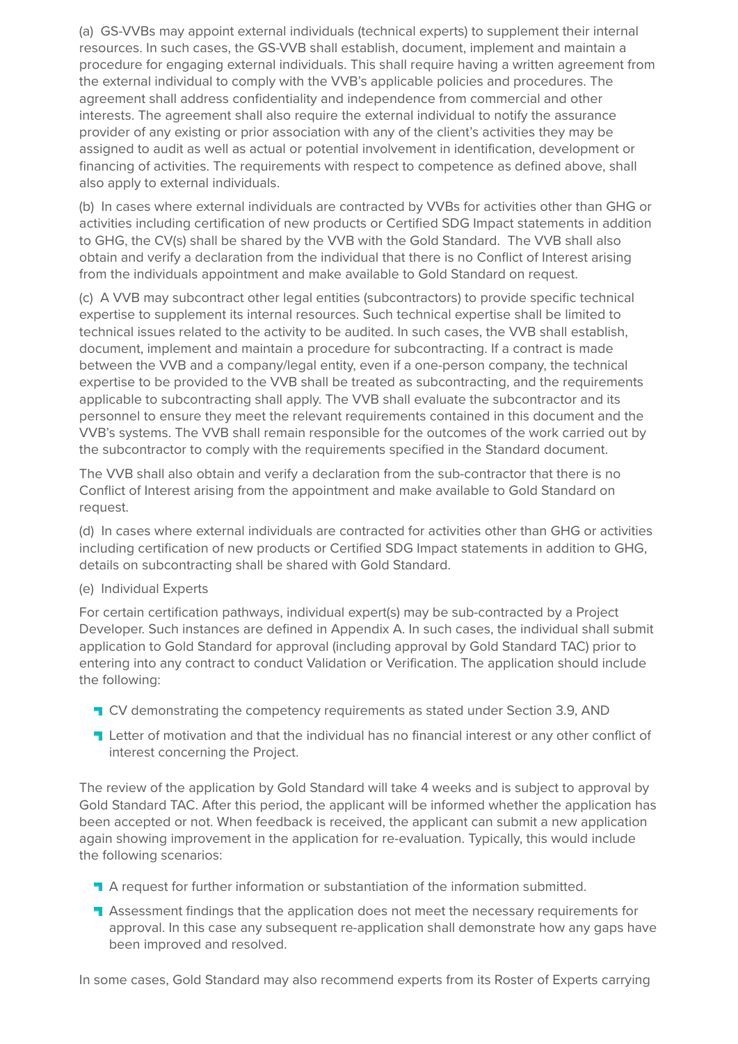(a) GS-VVBs may appoint external individuals (technical experts) to supplement their internal resources. In such cases, the GS-VVB shall establish, document, implement and maintain a procedure for engaging external individuals. This shall require having a written agreement from the external individual to comply with the VVB's applicable policies and procedures. The agreement shall address confidentiality and independence from commercial and other interests. The agreement shall also require the external individual to notify the assurance provider of any existing or prior association with any of the client's activities they may be assigned to audit as well as actual or potential involvement in identification, development or financing of activities. The requirements with respect to competence as defined above, shall also apply to external individuals.

(b) In cases where external individuals are contracted by VVBs for activities other than GHG or activities including certification of new products or Certified SDG Impact statements in addition to GHG, the CV(s) shall be shared by the VVB with the Gold Standard. The VVB shall also obtain and verify a declaration from the individual that there is no Conflict of Interest arising from the individuals appointment and make available to Gold Standard on request.

(c) A VVB may subcontract other legal entities (subcontractors) to provide specific technical expertise to supplement its internal resources. Such technical expertise shall be limited to technical issues related to the activity to be audited. In such cases, the VVB shall establish, document, implement and maintain a procedure for subcontracting. If a contract is made between the VVB and a company/legal entity, even if a one-person company, the technical expertise to be provided to the VVB shall be treated as subcontracting, and the requirements applicable to subcontracting shall apply. The VVB shall evaluate the subcontractor and its personnel to ensure they meet the relevant requirements contained in this document and the VVB's systems. The VVB shall remain responsible for the outcomes of the work carried out by the subcontractor to comply with the requirements specified in the Standard document.

The VVB shall also obtain and verify a declaration from the sub-contractor that there is no Conflict of Interest arising from the appointment and make available to Gold Standard on request.

(d) In cases where external individuals are contracted for activities other than GHG or activities including certification of new products or Certified SDG Impact statements in addition to GHG, details on subcontracting shall be shared with Gold Standard.

(e) Individual Experts

For certain certification pathways, individual expert(s) may be sub-contracted by a Project Developer. Such instances are defined in Appendix A. In such cases, the individual shall submit application to Gold Standard for approval (including approval by Gold Standard TAC) prior to entering into any contract to conduct Validation or Verification. The application should include the following:

- CV demonstrating the competency requirements as stated under Section 3.9, AND
- Letter of motivation and that the individual has no financial interest or any other conflict of interest concerning the Project.

The review of the application by Gold Standard will take 4 weeks and is subject to approval by Gold Standard TAC. After this period, the applicant will be informed whether the application has been accepted or not. When feedback is received, the applicant can submit a new application again showing improvement in the application for re-evaluation. Typically, this would include the following scenarios:

- A request for further information or substantiation of the information submitted.
- Assessment findings that the application does not meet the necessary requirements for approval. In this case any subsequent re-application shall demonstrate how any gaps have been improved and resolved.

In some cases, Gold Standard may also recommend experts from its Roster of Experts carrying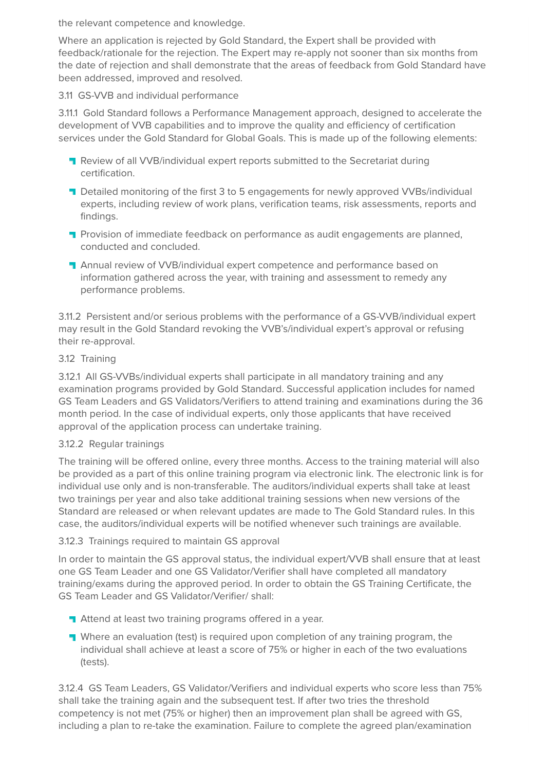the relevant competence and knowledge.

Where an application is rejected by Gold Standard, the Expert shall be provided with feedback/rationale for the rejection. The Expert may re-apply not sooner than six months from the date of rejection and shall demonstrate that the areas of feedback from Gold Standard have been addressed, improved and resolved.

### 3.11 GS-VVB and individual performance

3.11.1 Gold Standard follows a Performance Management approach, designed to accelerate the development of VVB capabilities and to improve the quality and efficiency of certification services under the Gold Standard for Global Goals. This is made up of the following elements:

- Review of all VVB/individual expert reports submitted to the Secretariat during certification.
- Detailed monitoring of the first 3 to 5 engagements for newly approved VVBs/individual experts, including review of work plans, verification teams, risk assessments, reports and findings.
- Provision of immediate feedback on performance as audit engagements are planned, conducted and concluded.
- Annual review of VVB/individual expert competence and performance based on information gathered across the year, with training and assessment to remedy any performance problems.

3.11.2 Persistent and/or serious problems with the performance of a GS-VVB/individual expert may result in the Gold Standard revoking the VVB's/individual expert's approval or refusing their re-approval.

### 3.12 Training

3.12.1 All GS-VVBs/individual experts shall participate in all mandatory training and any examination programs provided by Gold Standard. Successful application includes for named GS Team Leaders and GS Validators/Verifiers to attend training and examinations during the 36 month period. In the case of individual experts, only those applicants that have received approval of the application process can undertake training.

#### 3.12.2 Regular trainings

The training will be offered online, every three months. Access to the training material will also be provided as a part of this online training program via electronic link. The electronic link is for individual use only and is non-transferable. The auditors/individual experts shall take at least two trainings per year and also take additional training sessions when new versions of the Standard are released or when relevant updates are made to The Gold Standard rules. In this case, the auditors/individual experts will be notified whenever such trainings are available.

#### 3.12.3 Trainings required to maintain GS approval

In order to maintain the GS approval status, the individual expert/VVB shall ensure that at least one GS Team Leader and one GS Validator/Verifier shall have completed all mandatory training/exams during the approved period. In order to obtain the GS Training Certificate, the GS Team Leader and GS Validator/Verifier/ shall:

- Attend at least two training programs offered in a year.
- Where an evaluation (test) is required upon completion of any training program, the individual shall achieve at least a score of 75% or higher in each of the two evaluations (tests).

3.12.4 GS Team Leaders, GS Validator/Verifiers and individual experts who score less than 75% shall take the training again and the subsequent test. If after two tries the threshold competency is not met (75% or higher) then an improvement plan shall be agreed with GS, including a plan to re-take the examination. Failure to complete the agreed plan/examination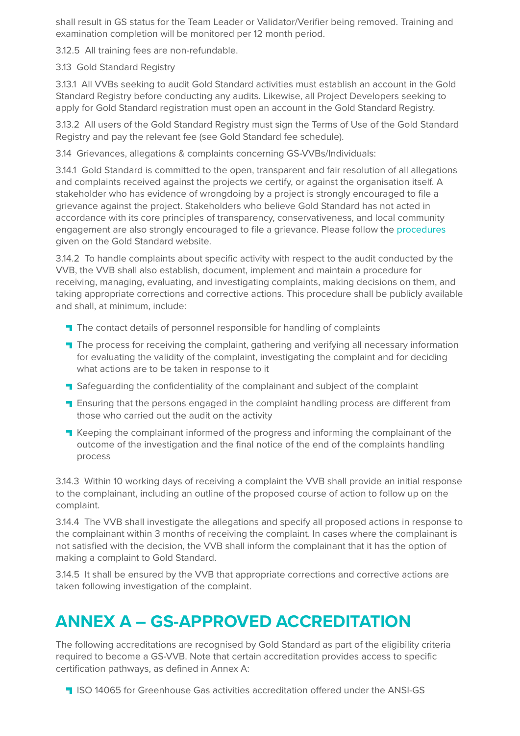shall result in GS status for the Team Leader or Validator/Verifier being removed. Training and examination completion will be monitored per 12 month period.

3.12.5 All training fees are non-refundable.

3.13 Gold Standard Registry

3.13.1 All VVBs seeking to audit Gold Standard activities must establish an account in the Gold Standard Registry before conducting any audits. Likewise, all Project Developers seeking to apply for Gold Standard registration must open an account in the Gold Standard Registry.

3.13.2 All users of the Gold Standard Registry must sign the Terms of Use of the Gold Standard Registry and pay the relevant fee (see Gold Standard fee schedule).

3.14 Grievances, allegations & complaints concerning GS-VVBs/Individuals:

3.14.1 Gold Standard is committed to the open, transparent and fair resolution of all allegations and complaints received against the projects we certify, or against the organisation itself. A stakeholder who has evidence of wrongdoing by a project is strongly encouraged to file a grievance against the project. Stakeholders who believe Gold Standard has not acted in accordance with its core principles of transparency, conservativeness, and local community engagement are also strongly encouraged to file a grievance. Please follow the procedures given on the Gold Standard website.

3.14.2 To handle complaints about specific activity with respect to the audit conducted by the VVB, the VVB shall also establish, document, implement and maintain a procedure for receiving, managing, evaluating, and investigating complaints, making decisions on them, and taking appropriate corrections and corrective actions. This procedure shall be publicly available and shall, at minimum, include:

- The contact details of personnel responsible for handling of complaints
- The process for receiving the complaint, gathering and verifying all necessary information for evaluating the validity of the complaint, investigating the complaint and for deciding what actions are to be taken in response to it
- Safeguarding the confidentiality of the complainant and subject of the complaint
- Ensuring that the persons engaged in the complaint handling process are different from those who carried out the audit on the activity
- Keeping the complainant informed of the progress and informing the complainant of the outcome of the investigation and the final notice of the end of the complaints handling process

3.14.3 Within 10 working days of receiving a complaint the VVB shall provide an initial response to the complainant, including an outline of the proposed course of action to follow up on the complaint.

3.14.4 The VVB shall investigate the allegations and specify all proposed actions in response to the complainant within 3 months of receiving the complaint. In cases where the complainant is not satisfied with the decision, the VVB shall inform the complainant that it has the option of making a complaint to Gold Standard.

3.14.5 It shall be ensured by the VVB that appropriate corrections and corrective actions are taken following investigation of the complaint.

# ANNEX A – GS-APPROVED ACCREDITATION

The following accreditations are recognised by Gold Standard as part of the eligibility criteria required to become a GS-VVB. Note that certain accreditation provides access to specific certification pathways, as defined in Annex A:

- ISO 14065 for Greenhouse Gas activities accreditation offered under the ANSI-GS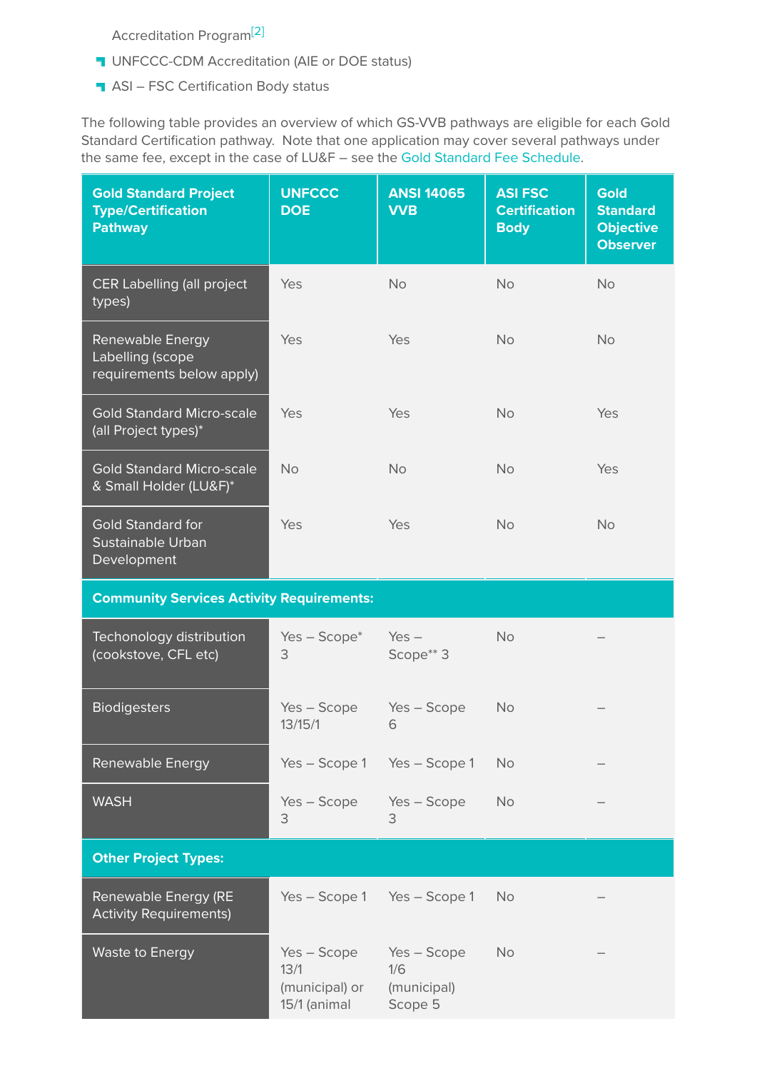Accreditation Program[2]

- UNFCCC-CDM Accreditation (AIE or DOE status)
- ASI – FSC Certification Body status

The following table provides an overview of which GS-VVB pathways are eligible for each Gold Standard Certification pathway. Note that one application may cover several pathways under the same fee, except in the case of LU&F – see the Gold Standard Fee Schedule.

| Gold Standard Project Type/Certification Pathway | UNFCCC DOE | ANSI 14065 VVB | ASI FSC Certification Body | Gold Standard Objective Observer |
|---|---|---|---|---|
| CER Labelling (all project types) | Yes | No | No | No |
| Renewable Energy Labelling (scope requirements below apply) | Yes | Yes | No | No |
| Gold Standard Micro-scale (all Project types)* | Yes | Yes | No | Yes |
| Gold Standard Micro-scale & Small Holder (LU&F)* | No | No | No | Yes |
| Gold Standard for Sustainable Urban Development | Yes | Yes | No | No |
| **Community Services Activity Requirements:** | | | | |
| Techonology distribution (cookstove, CFL etc) | Yes – Scope* 3 | Yes – Scope** 3 | No | – |
| Biodigesters | Yes – Scope 13/15/1 | Yes – Scope 6 | No | – |
| Renewable Energy | Yes – Scope 1 | Yes – Scope 1 | No | – |
| WASH | Yes – Scope 3 | Yes – Scope 3 | No | – |
| **Other Project Types:** | | | | |
| Renewable Energy (RE Activity Requirements) | Yes – Scope 1 | Yes – Scope 1 | No | – |
| Waste to Energy | Yes – Scope 13/1 (municipal) or 15/1 (animal | Yes – Scope 1/6 (municipal) Scope 5 | No | – |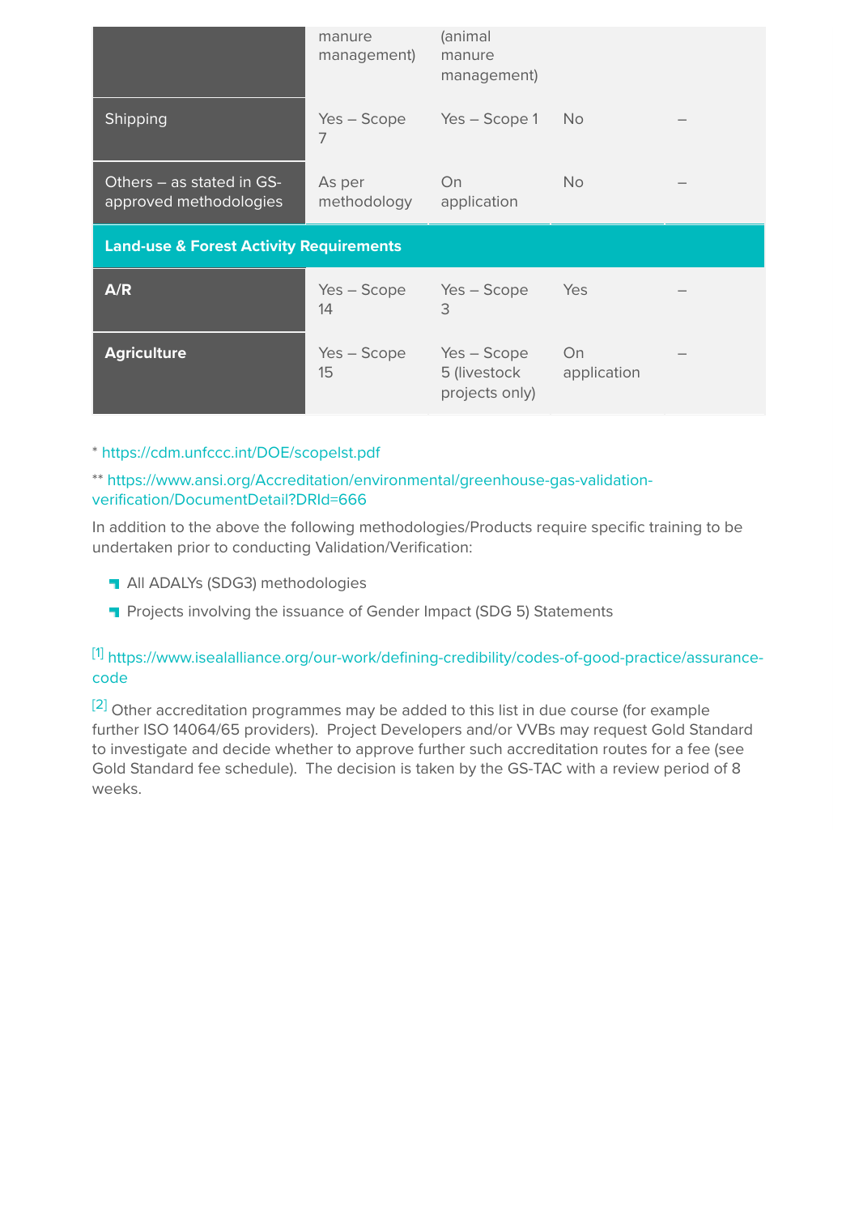| | | | | |
|---|---|---|---|---|
| | manure management) | (animal manure management) | | |
| Shipping | Yes – Scope 7 | Yes – Scope 1 | No | – |
| Others – as stated in GS-approved methodologies | As per methodology | On application | No | – |
| **Land-use & Forest Activity Requirements** | | | | |
| **A/R** | Yes – Scope 14 | Yes – Scope 3 | Yes | – |
| **Agriculture** | Yes – Scope 15 | Yes – Scope 5 (livestock projects only) | On application | – |

* https://cdm.unfccc.int/DOE/scopelst.pdf

** https://www.ansi.org/Accreditation/environmental/greenhouse-gas-validation-verification/DocumentDetail?DRId=666

In addition to the above the following methodologies/Products require specific training to be undertaken prior to conducting Validation/Verification:

- All ADALYs (SDG3) methodologies
- Projects involving the issuance of Gender Impact (SDG 5) Statements

[1] https://www.isealalliance.org/our-work/defining-credibility/codes-of-good-practice/assurance-code

[2] Other accreditation programmes may be added to this list in due course (for example further ISO 14064/65 providers). Project Developers and/or VVBs may request Gold Standard to investigate and decide whether to approve further such accreditation routes for a fee (see Gold Standard fee schedule). The decision is taken by the GS-TAC with a review period of 8 weeks.